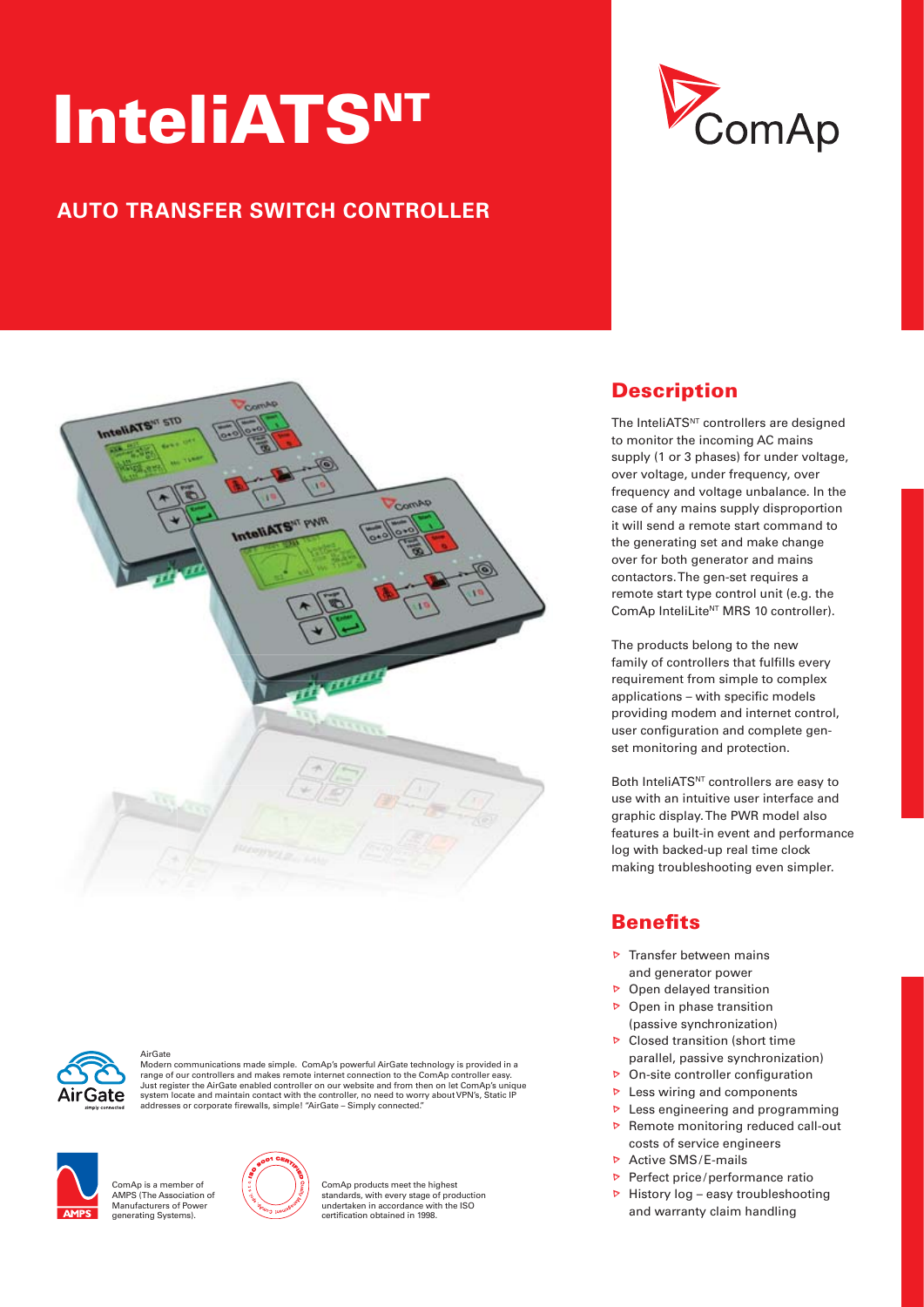# InteliATS[NT]

## AUTO TRANSFER SWITCH CONTROLLER

## Description

The InteliATS[NT] controllers are designed to monitor the incoming AC mains supply (1 or 3 phases) for under voltage, over voltage, under frequency, over frequency and voltage unbalance. In the case of any mains supply disproportion it will send a remote start command to the generating set and make change over for both generator and mains contactors. The gen-set requires a remote start type control unit (e.g. the ComAp InteliLite[NT] MRS 10 controller).

The products belong to the new family of controllers that fulfills every requirement from simple to complex applications – with specific models providing modem and internet control, user configuration and complete gen-set monitoring and protection.

Both InteliATS[NT] controllers are easy to use with an intuitive user interface and graphic display. The PWR model also features a built-in event and performance log with backed-up real time clock making troubleshooting even simpler.

## Benefits

- Transfer between mains and generator power
- Open delayed transition
- Open in phase transition (passive synchronization)
- Closed transition (short time parallel, passive synchronization)
- On-site controller configuration
- Less wiring and components
- Less engineering and programming
- Remote monitoring reduced call-out costs of service engineers
- Active SMS/E-mails
- Perfect price/performance ratio
- History log – easy troubleshooting and warranty claim handling

AirGate
Modern communications made simple. ComAp's powerful AirGate technology is provided in a range of our controllers and makes remote internet connection to the ComAp controller easy. Just register the AirGate enabled controller on our website and from then on let ComAp's unique system locate and maintain contact with the controller, no need to worry about VPN's, Static IP addresses or corporate firewalls, simple! "AirGate – Simply connected."

ComAp is a member of AMPS (The Association of Manufacturers of Power generating Systems).

ComAp products meet the highest standards, with every stage of production undertaken in accordance with the ISO certification obtained in 1998.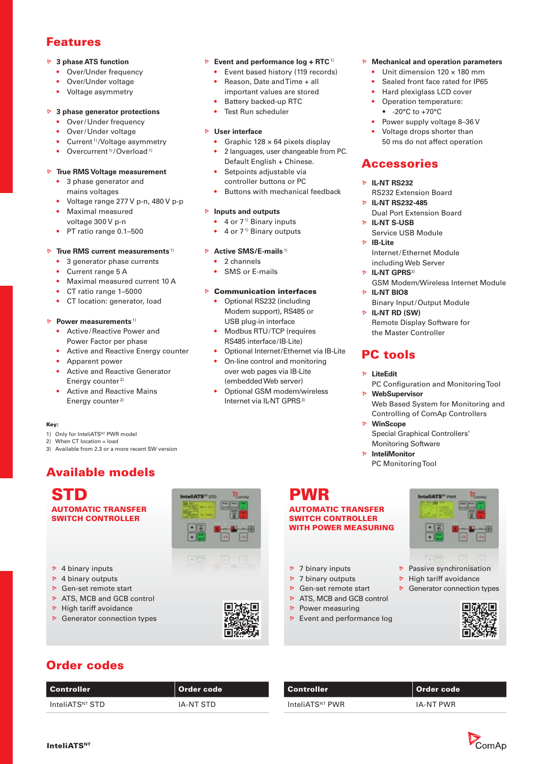## Features

- **3 phase ATS function**
  - Over/Under frequency
  - Over/Under voltage
  - Voltage asymmetry
- **3 phase generator protections**
  - Over/Under frequency
  - Over/Under voltage
  - Current [1]/Voltage asymmetry
  - Overcurrent [1]/Overload [1]
- **True RMS Voltage measurement**
  - 3 phase generator and mains voltages
  - Voltage range 277 V p-n, 480 V p-p
  - Maximal measured voltage 300 V p-n
  - PT ratio range 0.1–500
- **True RMS current measurements** [1]
  - 3 generator phase currents
  - Current range 5 A
  - Maximal measured current 10 A
  - CT ratio range 1–5000
  - CT location: generator, load
- **Power measurements** [1]
  - Active/Reactive Power and Power Factor per phase
  - Active and Reactive Energy counter
  - Apparent power
  - Active and Reactive Generator Energy counter [2]
  - Active and Reactive Mains Energy counter [2]
- **Event and performance log + RTC** [1]
  - Event based history (119 records)
  - Reason, Date and Time + all important values are stored
  - Battery backed-up RTC
  - Test Run scheduler
- **User interface**
  - Graphic 128 × 64 pixels display
  - 2 languages, user changeable from PC. Default English + Chinese.
  - Setpoints adjustable via controller buttons or PC
  - Buttons with mechanical feedback
- **Inputs and outputs**
  - 4 or 7 [1] Binary inputs
  - 4 or 7 [1] Binary outputs
- **Active SMS/E-mails** [1]
  - 2 channels
  - SMS or E-mails
- **Communication interfaces**
  - Optional RS232 (including Modem support), RS485 or USB plug-in interface
  - Modbus RTU/TCP (requires RS485 interface/IB-Lite)
  - Optional Internet/Ethernet via IB-Lite
  - On-line control and monitoring over web pages via IB-Lite (embedded Web server)
  - Optional GSM modem/wireless Internet via IL-NT GPRS [3]
- **Mechanical and operation parameters**
  - Unit dimension 120 × 180 mm
  - Sealed front face rated for IP65
  - Hard plexiglass LCD cover
  - Operation temperature:
    - -20°C to +70°C
  - Power supply voltage 8–36 V
  - Voltage drops shorter than 50 ms do not affect operation

**Key:**
1) Only for InteliATS^NT PWR model
2) When CT location = load
3) Available from 2.3 or a more recent SW version

## Accessories

- **IL-NT RS232**
  RS232 Extension Board
- **IL-NT RS232-485**
  Dual Port Extension Board
- **IL-NT S-USB**
  Service USB Module
- **IB-Lite**
  Internet/Ethernet Module including Web Server
- **IL-NT GPRS** [3]
  GSM Modem/Wireless Internet Module
- **IL-NT BIO8**
  Binary Input/Output Module
- **IL-NT RD (SW)**
  Remote Display Software for the Master Controller

## PC tools

- **LiteEdit**
  PC Configuration and Monitoring Tool
- **WebSupervisor**
  Web Based System for Monitoring and Controlling of ComAp Controllers
- **WinScope**
  Special Graphical Controllers' Monitoring Software
- **InteliMonitor**
  PC Monitoring Tool

## Available models

### STD
**AUTOMATIC TRANSFER SWITCH CONTROLLER**

- 4 binary inputs
- 4 binary outputs
- Gen-set remote start
- ATS, MCB and GCB control
- High tariff avoidance
- Generator connection types

### PWR
**AUTOMATIC TRANSFER SWITCH CONTROLLER WITH POWER MEASURING**

- 7 binary inputs
- 7 binary outputs
- Gen-set remote start
- ATS, MCB and GCB control
- Power measuring
- Event and performance log
- Passive synchronisation
- High tariff avoidance
- Generator connection types

## Order codes

| Controller | Order code |
|---|---|
| InteliATS^NT STD | IA-NT STD |

| Controller | Order code |
|---|---|
| InteliATS^NT PWR | IA-NT PWR |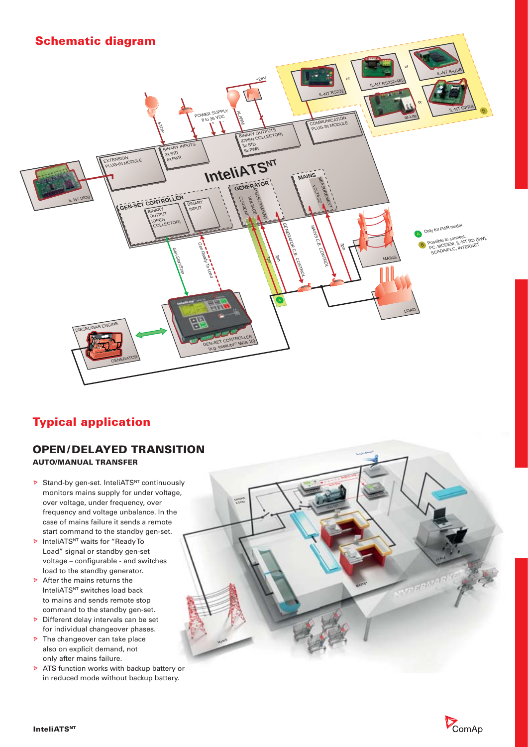## Schematic diagram

## Typical application

### OPEN/DELAYED TRANSITION

**AUTO/MANUAL TRANSFER**

- Stand-by gen-set. InteliATS[NT] continuously monitors mains supply for under voltage, over voltage, under frequency, over frequency and voltage unbalance. In the case of mains failure it sends a remote start command to the standby gen-set.
- InteliATS[NT] waits for "Ready To Load" signal or standby gen-set voltage – configurable - and switches load to the standby generator.
- After the mains returns the InteliATS[NT] switches load back to mains and sends remote stop command to the standby gen-set.
- Different delay intervals can be set for individual changeover phases.
- The changeover can take place also on explicit demand, not only after mains failure.
- ATS function works with backup battery or in reduced mode without backup battery.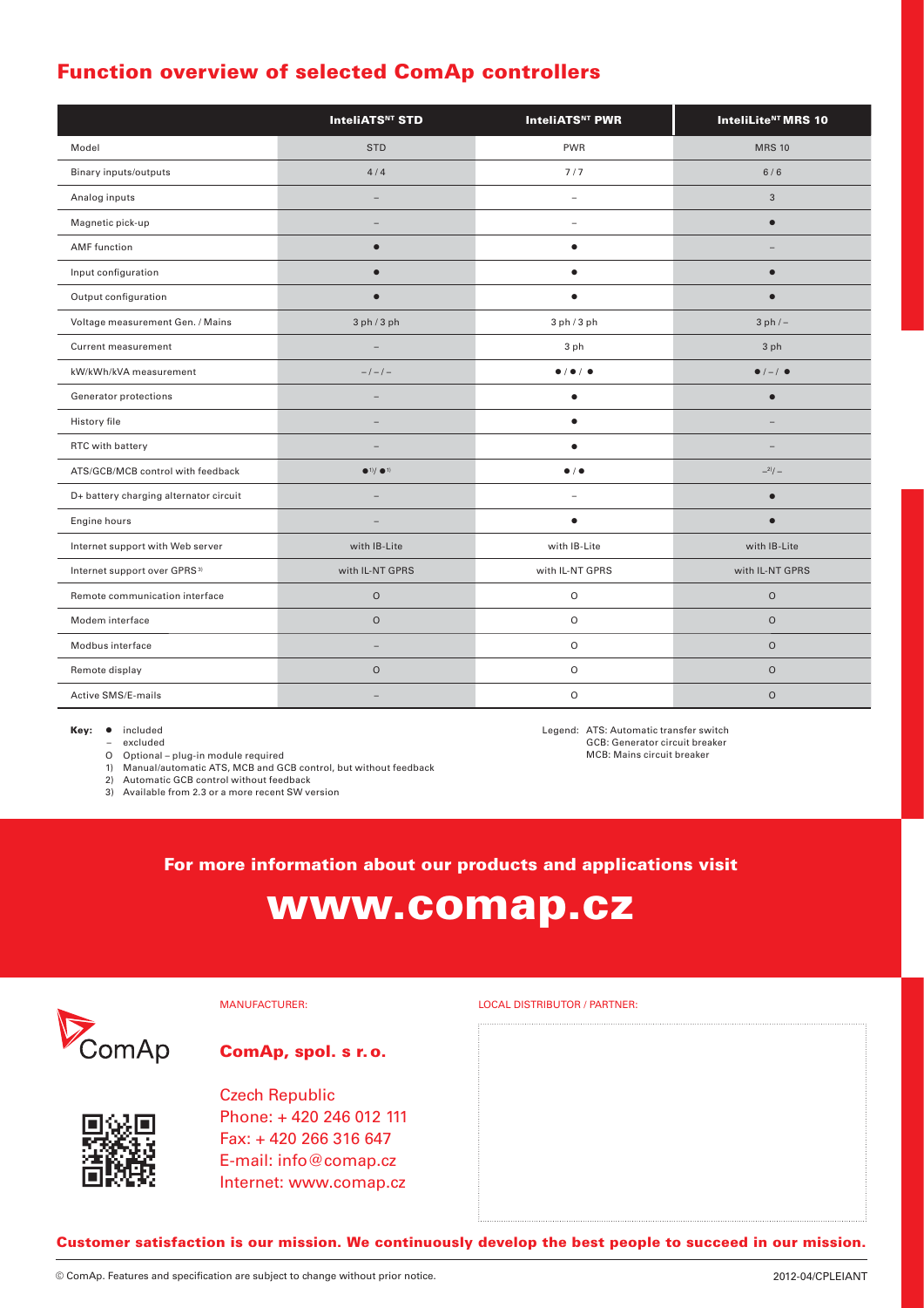## Function overview of selected ComAp controllers

| | InteliATS^NT STD | InteliATS^NT PWR | InteliLite^NT MRS 10 |
|---|---|---|---|
| Model | STD | PWR | MRS 10 |
| Binary inputs/outputs | 4 / 4 | 7 / 7 | 6 / 6 |
| Analog inputs | – | – | 3 |
| Magnetic pick-up | – | – | ● |
| AMF function | ● | ● | – |
| Input configuration | ● | ● | ● |
| Output configuration | ● | ● | ● |
| Voltage measurement Gen. / Mains | 3 ph / 3 ph | 3 ph / 3 ph | 3 ph / – |
| Current measurement | – | 3 ph | 3 ph |
| kW/kWh/kVA measurement | – / – / – | ● / ● / ● | ● / – / ● |
| Generator protections | – | ● | ● |
| History file | – | ● | – |
| RTC with battery | – | ● | – |
| ATS/GCB/MCB control with feedback | ●[1]/ ●[1] | ● / ● | –[2]/ – |
| D+ battery charging alternator circuit | – | – | ● |
| Engine hours | – | ● | ● |
| Internet support with Web server | with IB-Lite | with IB-Lite | with IB-Lite |
| Internet support over GPRS[3] | with IL-NT GPRS | with IL-NT GPRS | with IL-NT GPRS |
| Remote communication interface | O | O | O |
| Modem interface | O | O | O |
| Modbus interface | – | O | O |
| Remote display | O | O | O |
| Active SMS/E-mails | – | O | O |

**Key:**
- ● included
- – excluded
- O Optional – plug-in module required
- 1) Manual/automatic ATS, MCB and GCB control, but without feedback
- 2) Automatic GCB control without feedback
- 3) Available from 2.3 or a more recent SW version

Legend: ATS: Automatic transfer switch
GCB: Generator circuit breaker
MCB: Mains circuit breaker

**For more information about our products and applications visit**

# www.comap.cz

MANUFACTURER:

**ComAp, spol. s r. o.**

Czech Republic
Phone: + 420 246 012 111
Fax: + 420 266 316 647
E-mail: info@comap.cz
Internet: www.comap.cz

LOCAL DISTRIBUTOR / PARTNER:

**Customer satisfaction is our mission. We continuously develop the best people to succeed in our mission.**

© ComAp. Features and specification are subject to change without prior notice.

2012-04/CPLEIANT